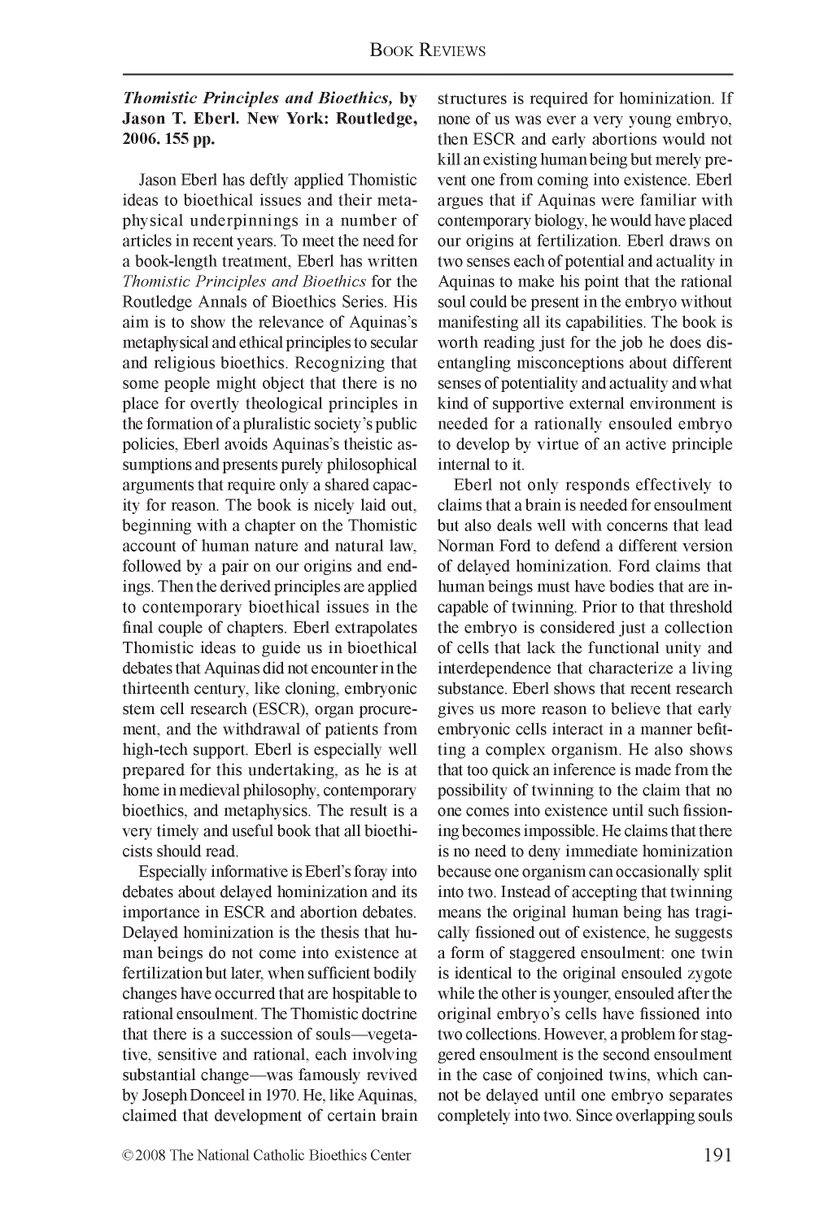***Thomistic Principles and Bioethics,* by Jason T. Eberl. New York: Routledge, 2006. 155 pp.**

Jason Eberl has deftly applied Thomistic ideas to bioethical issues and their metaphysical underpinnings in a number of articles in recent years. To meet the need for a book-length treatment, Eberl has written *Thomistic Principles and Bioethics* for the Routledge Annals of Bioethics Series. His aim is to show the relevance of Aquinas's metaphysical and ethical principles to secular and religious bioethics. Recognizing that some people might object that there is no place for overtly theological principles in the formation of a pluralistic society's public policies, Eberl avoids Aquinas's theistic assumptions and presents purely philosophical arguments that require only a shared capacity for reason. The book is nicely laid out, beginning with a chapter on the Thomistic account of human nature and natural law, followed by a pair on our origins and endings. Then the derived principles are applied to contemporary bioethical issues in the final couple of chapters. Eberl extrapolates Thomistic ideas to guide us in bioethical debates that Aquinas did not encounter in the thirteenth century, like cloning, embryonic stem cell research (ESCR), organ procurement, and the withdrawal of patients from high-tech support. Eberl is especially well prepared for this undertaking, as he is at home in medieval philosophy, contemporary bioethics, and metaphysics. The result is a very timely and useful book that all bioethicists should read.

Especially informative is Eberl's foray into debates about delayed hominization and its importance in ESCR and abortion debates. Delayed hominization is the thesis that human beings do not come into existence at fertilization but later, when sufficient bodily changes have occurred that are hospitable to rational ensoulment. The Thomistic doctrine that there is a succession of souls—vegetative, sensitive and rational, each involving substantial change—was famously revived by Joseph Donceel in 1970. He, like Aquinas, claimed that development of certain brain structures is required for hominization. If none of us was ever a very young embryo, then ESCR and early abortions would not kill an existing human being but merely prevent one from coming into existence. Eberl argues that if Aquinas were familiar with contemporary biology, he would have placed our origins at fertilization. Eberl draws on two senses each of potential and actuality in Aquinas to make his point that the rational soul could be present in the embryo without manifesting all its capabilities. The book is worth reading just for the job he does disentangling misconceptions about different senses of potentiality and actuality and what kind of supportive external environment is needed for a rationally ensouled embryo to develop by virtue of an active principle internal to it.

Eberl not only responds effectively to claims that a brain is needed for ensoulment but also deals well with concerns that lead Norman Ford to defend a different version of delayed hominization. Ford claims that human beings must have bodies that are incapable of twinning. Prior to that threshold the embryo is considered just a collection of cells that lack the functional unity and interdependence that characterize a living substance. Eberl shows that recent research gives us more reason to believe that early embryonic cells interact in a manner befitting a complex organism. He also shows that too quick an inference is made from the possibility of twinning to the claim that no one comes into existence until such fissioning becomes impossible. He claims that there is no need to deny immediate hominization because one organism can occasionally split into two. Instead of accepting that twinning means the original human being has tragically fissioned out of existence, he suggests a form of staggered ensoulment: one twin is identical to the original ensouled zygote while the other is younger, ensouled after the original embryo's cells have fissioned into two collections. However, a problem for staggered ensoulment is the second ensoulment in the case of conjoined twins, which cannot be delayed until one embryo separates completely into two. Since overlapping souls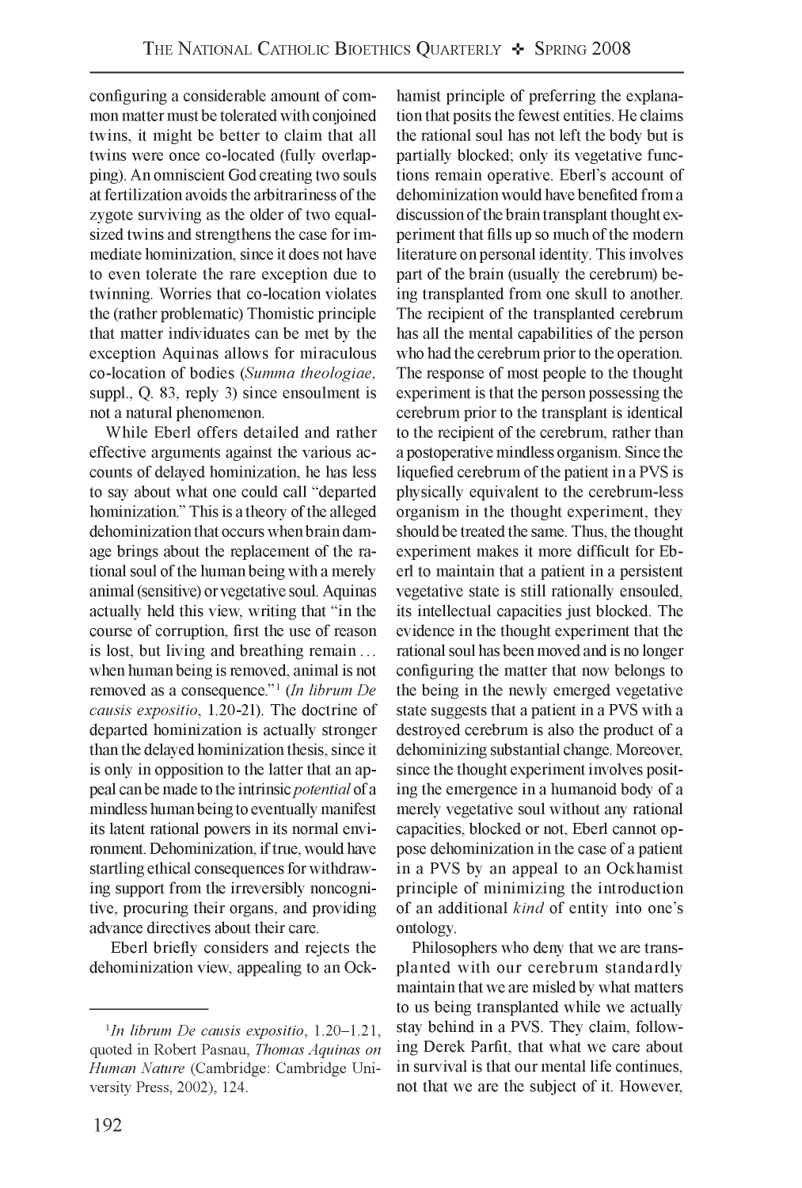configuring a considerable amount of common matter must be tolerated with conjoined twins, it might be better to claim that all twins were once co-located (fully overlapping). An omniscient God creating two souls at fertilization avoids the arbitrariness of the zygote surviving as the older of two equal-sized twins and strengthens the case for immediate hominization, since it does not have to even tolerate the rare exception due to twinning. Worries that co-location violates the (rather problematic) Thomistic principle that matter individuates can be met by the exception Aquinas allows for miraculous co-location of bodies (*Summa theologiae,* suppl., Q. 83, reply 3) since ensoulment is not a natural phenomenon.

While Eberl offers detailed and rather effective arguments against the various accounts of delayed hominization, he has less to say about what one could call "departed hominization." This is a theory of the alleged dehominization that occurs when brain damage brings about the replacement of the rational soul of the human being with a merely animal (sensitive) or vegetative soul. Aquinas actually held this view, writing that "in the course of corruption, first the use of reason is lost, but living and breathing remain … when human being is removed, animal is not removed as a consequence."[1] (*In librum De causis expositio*, 1.20-21). The doctrine of departed hominization is actually stronger than the delayed hominization thesis, since it is only in opposition to the latter that an appeal can be made to the intrinsic *potential* of a mindless human being to eventually manifest its latent rational powers in its normal environment. Dehominization, if true, would have startling ethical consequences for withdrawing support from the irreversibly noncognitive, procuring their organs, and providing advance directives about their care.

Eberl briefly considers and rejects the dehominization view, appealing to an Ockhamist principle of preferring the explanation that posits the fewest entities. He claims the rational soul has not left the body but is partially blocked; only its vegetative functions remain operative. Eberl's account of dehominization would have benefited from a discussion of the brain transplant thought experiment that fills up so much of the modern literature on personal identity. This involves part of the brain (usually the cerebrum) being transplanted from one skull to another. The recipient of the transplanted cerebrum has all the mental capabilities of the person who had the cerebrum prior to the operation. The response of most people to the thought experiment is that the person possessing the cerebrum prior to the transplant is identical to the recipient of the cerebrum, rather than a postoperative mindless organism. Since the liquefied cerebrum of the patient in a PVS is physically equivalent to the cerebrum-less organism in the thought experiment, they should be treated the same. Thus, the thought experiment makes it more difficult for Eberl to maintain that a patient in a persistent vegetative state is still rationally ensouled, its intellectual capacities just blocked. The evidence in the thought experiment that the rational soul has been moved and is no longer configuring the matter that now belongs to the being in the newly emerged vegetative state suggests that a patient in a PVS with a destroyed cerebrum is also the product of a dehominizing substantial change. Moreover, since the thought experiment involves positing the emergence in a humanoid body of a merely vegetative soul without any rational capacities, blocked or not, Eberl cannot oppose dehominization in the case of a patient in a PVS by an appeal to an Ockhamist principle of minimizing the introduction of an additional *kind* of entity into one's ontology.

Philosophers who deny that we are transplanted with our cerebrum standardly maintain that we are misled by what matters to us being transplanted while we actually stay behind in a PVS. They claim, following Derek Parfit, that what we care about in survival is that our mental life continues, not that we are the subject of it. However,

---

[1] *In librum De causis expositio*, 1.20–1.21, quoted in Robert Pasnau, *Thomas Aquinas on Human Nature* (Cambridge: Cambridge University Press, 2002), 124.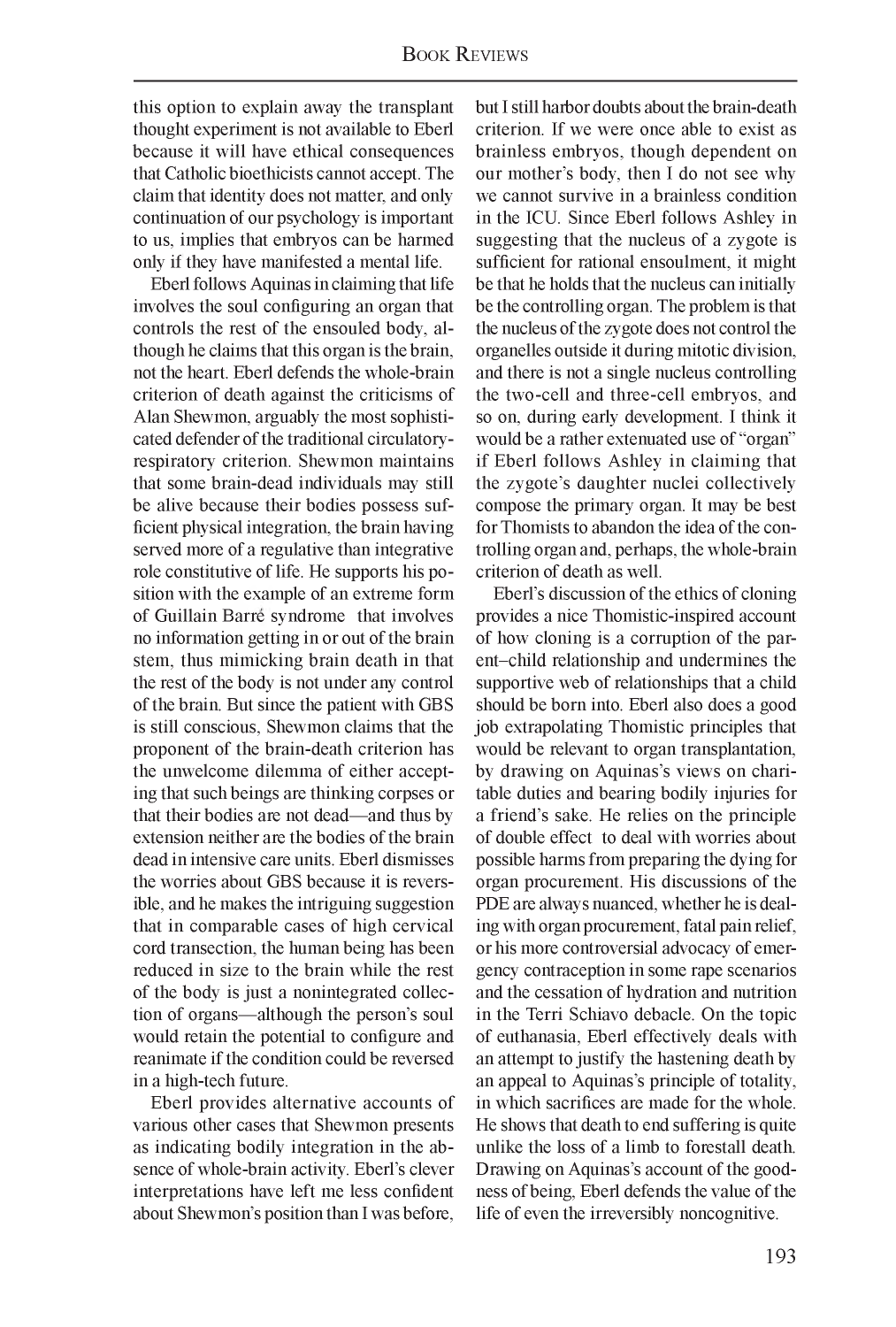this option to explain away the transplant thought experiment is not available to Eberl because it will have ethical consequences that Catholic bioethicists cannot accept. The claim that identity does not matter, and only continuation of our psychology is important to us, implies that embryos can be harmed only if they have manifested a mental life.

Eberl follows Aquinas in claiming that life involves the soul configuring an organ that controls the rest of the ensouled body, although he claims that this organ is the brain, not the heart. Eberl defends the whole-brain criterion of death against the criticisms of Alan Shewmon, arguably the most sophisticated defender of the traditional circulatory-respiratory criterion. Shewmon maintains that some brain-dead individuals may still be alive because their bodies possess sufficient physical integration, the brain having served more of a regulative than integrative role constitutive of life. He supports his position with the example of an extreme form of Guillain Barré syndrome that involves no information getting in or out of the brain stem, thus mimicking brain death in that the rest of the body is not under any control of the brain. But since the patient with GBS is still conscious, Shewmon claims that the proponent of the brain-death criterion has the unwelcome dilemma of either accepting that such beings are thinking corpses or that their bodies are not dead—and thus by extension neither are the bodies of the brain dead in intensive care units. Eberl dismisses the worries about GBS because it is reversible, and he makes the intriguing suggestion that in comparable cases of high cervical cord transection, the human being has been reduced in size to the brain while the rest of the body is just a nonintegrated collection of organs—although the person's soul would retain the potential to configure and reanimate if the condition could be reversed in a high-tech future.

Eberl provides alternative accounts of various other cases that Shewmon presents as indicating bodily integration in the absence of whole-brain activity. Eberl's clever interpretations have left me less confident about Shewmon's position than I was before, but I still harbor doubts about the brain-death criterion. If we were once able to exist as brainless embryos, though dependent on our mother's body, then I do not see why we cannot survive in a brainless condition in the ICU. Since Eberl follows Ashley in suggesting that the nucleus of a zygote is sufficient for rational ensoulment, it might be that he holds that the nucleus can initially be the controlling organ. The problem is that the nucleus of the zygote does not control the organelles outside it during mitotic division, and there is not a single nucleus controlling the two-cell and three-cell embryos, and so on, during early development. I think it would be a rather extenuated use of "organ" if Eberl follows Ashley in claiming that the zygote's daughter nuclei collectively compose the primary organ. It may be best for Thomists to abandon the idea of the controlling organ and, perhaps, the whole-brain criterion of death as well.

Eberl's discussion of the ethics of cloning provides a nice Thomistic-inspired account of how cloning is a corruption of the parent–child relationship and undermines the supportive web of relationships that a child should be born into. Eberl also does a good job extrapolating Thomistic principles that would be relevant to organ transplantation, by drawing on Aquinas's views on charitable duties and bearing bodily injuries for a friend's sake. He relies on the principle of double effect to deal with worries about possible harms from preparing the dying for organ procurement. His discussions of the PDE are always nuanced, whether he is dealing with organ procurement, fatal pain relief, or his more controversial advocacy of emergency contraception in some rape scenarios and the cessation of hydration and nutrition in the Terri Schiavo debacle. On the topic of euthanasia, Eberl effectively deals with an attempt to justify the hastening death by an appeal to Aquinas's principle of totality, in which sacrifices are made for the whole. He shows that death to end suffering is quite unlike the loss of a limb to forestall death. Drawing on Aquinas's account of the goodness of being, Eberl defends the value of the life of even the irreversibly noncognitive.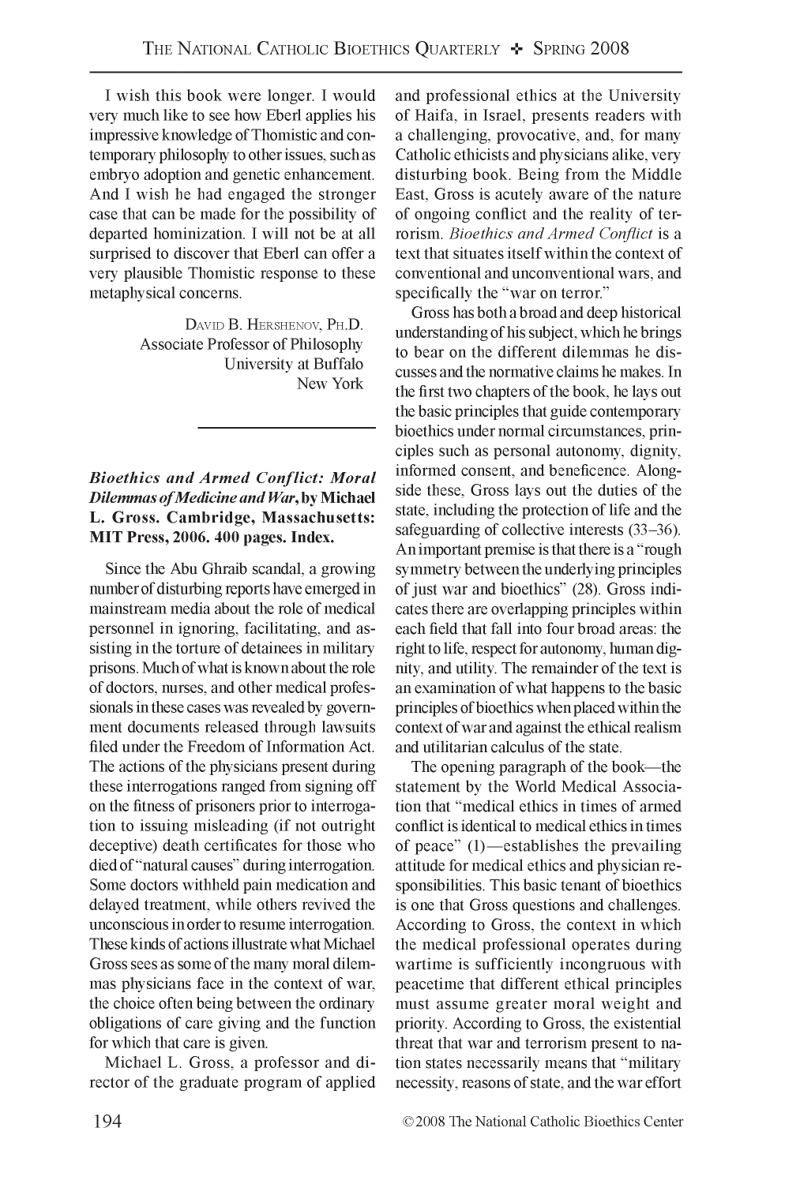I wish this book were longer. I would very much like to see how Eberl applies his impressive knowledge of Thomistic and contemporary philosophy to other issues, such as embryo adoption and genetic enhancement. And I wish he had engaged the stronger case that can be made for the possibility of departed hominization. I will not be at all surprised to discover that Eberl can offer a very plausible Thomistic response to these metaphysical concerns.

David B. Hershenov, Ph.D.
Associate Professor of Philosophy
University at Buffalo
New York

---

***Bioethics and Armed Conflict: Moral Dilemmas of Medicine and War*, by Michael L. Gross. Cambridge, Massachusetts: MIT Press, 2006. 400 pages. Index.**

Since the Abu Ghraib scandal, a growing number of disturbing reports have emerged in mainstream media about the role of medical personnel in ignoring, facilitating, and assisting in the torture of detainees in military prisons. Much of what is known about the role of doctors, nurses, and other medical professionals in these cases was revealed by government documents released through lawsuits filed under the Freedom of Information Act. The actions of the physicians present during these interrogations ranged from signing off on the fitness of prisoners prior to interrogation to issuing misleading (if not outright deceptive) death certificates for those who died of "natural causes" during interrogation. Some doctors withheld pain medication and delayed treatment, while others revived the unconscious in order to resume interrogation. These kinds of actions illustrate what Michael Gross sees as some of the many moral dilemmas physicians face in the context of war, the choice often being between the ordinary obligations of care giving and the function for which that care is given.

Michael L. Gross, a professor and director of the graduate program of applied and professional ethics at the University of Haifa, in Israel, presents readers with a challenging, provocative, and, for many Catholic ethicists and physicians alike, very disturbing book. Being from the Middle East, Gross is acutely aware of the nature of ongoing conflict and the reality of terrorism. *Bioethics and Armed Conflict* is a text that situates itself within the context of conventional and unconventional wars, and specifically the "war on terror."

Gross has both a broad and deep historical understanding of his subject, which he brings to bear on the different dilemmas he discusses and the normative claims he makes. In the first two chapters of the book, he lays out the basic principles that guide contemporary bioethics under normal circumstances, principles such as personal autonomy, dignity, informed consent, and beneficence. Alongside these, Gross lays out the duties of the state, including the protection of life and the safeguarding of collective interests (33–36). An important premise is that there is a "rough symmetry between the underlying principles of just war and bioethics" (28). Gross indicates there are overlapping principles within each field that fall into four broad areas: the right to life, respect for autonomy, human dignity, and utility. The remainder of the text is an examination of what happens to the basic principles of bioethics when placed within the context of war and against the ethical realism and utilitarian calculus of the state.

The opening paragraph of the book—the statement by the World Medical Association that "medical ethics in times of armed conflict is identical to medical ethics in times of peace" (1)—establishes the prevailing attitude for medical ethics and physician responsibilities. This basic tenant of bioethics is one that Gross questions and challenges. According to Gross, the context in which the medical professional operates during wartime is sufficiently incongruous with peacetime that different ethical principles must assume greater moral weight and priority. According to Gross, the existential threat that war and terrorism present to nation states necessarily means that "military necessity, reasons of state, and the war effort